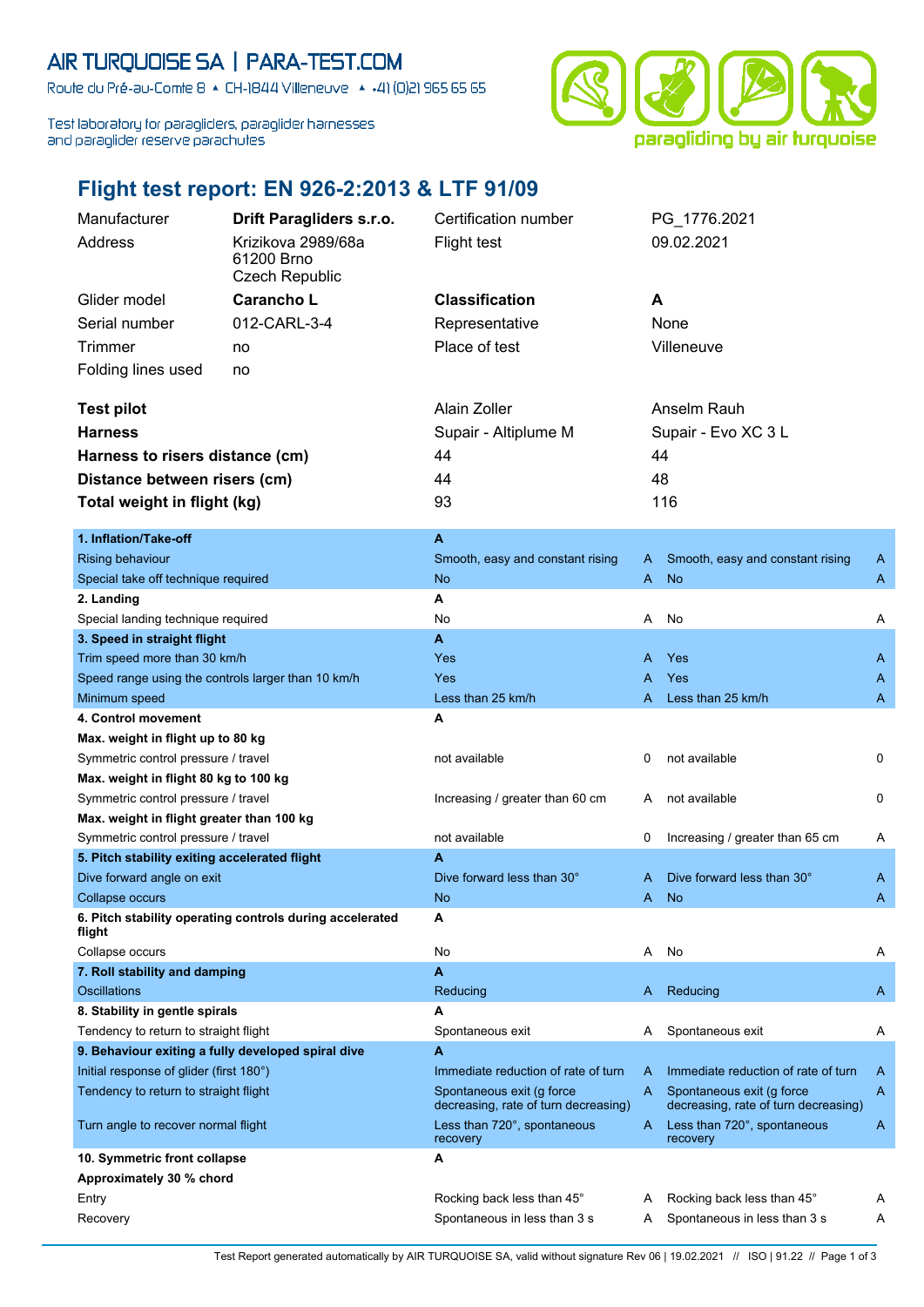AIR TURQUOISE SA | PARA-TEST.COM

Route du Pré-au-Comte 8 ▲ CH-1844 Villeneuve ▲ +41 (0)21 965 65 65

Test laboratory for paragliders, paraglider harnesses and paraglider reserve parachutes

# Flight test report: EN 926-2:2013 & LTF 91/09

| | | | |
|---|---|---|---|
| Manufacturer | **Drift Paragliders s.r.o.** | Certification number | PG_1776.2021 |
| Address | Krizikova 2989/68a 61200 Brno Czech Republic | Flight test | 09.02.2021 |
| Glider model | **Carancho L** | **Classification** | **A** |
| Serial number | 012-CARL-3-4 | Representative | None |
| Trimmer | no | Place of test | Villeneuve |
| Folding lines used | no | | |

| | | |
|---|---|---|
| **Test pilot** | Alain Zoller | Anselm Rauh |
| **Harness** | Supair - Altiplume M | Supair - Evo XC 3 L |
| **Harness to risers distance (cm)** | 44 | 44 |
| **Distance between risers (cm)** | 44 | 48 |
| **Total weight in flight (kg)** | 93 | 116 |

| | | | | |
|---|---|---|---|---|
| **1. Inflation/Take-off** | **A** | | | |
| Rising behaviour | Smooth, easy and constant rising | A | Smooth, easy and constant rising | A |
| Special take off technique required | No | A | No | A |
| **2. Landing** | **A** | | | |
| Special landing technique required | No | A | No | A |
| **3. Speed in straight flight** | **A** | | | |
| Trim speed more than 30 km/h | Yes | A | Yes | A |
| Speed range using the controls larger than 10 km/h | Yes | A | Yes | A |
| Minimum speed | Less than 25 km/h | A | Less than 25 km/h | A |
| **4. Control movement** | **A** | | | |
| **Max. weight in flight up to 80 kg** | | | | |
| Symmetric control pressure / travel | not available | 0 | not available | 0 |
| **Max. weight in flight 80 kg to 100 kg** | | | | |
| Symmetric control pressure / travel | Increasing / greater than 60 cm | A | not available | 0 |
| **Max. weight in flight greater than 100 kg** | | | | |
| Symmetric control pressure / travel | not available | 0 | Increasing / greater than 65 cm | A |
| **5. Pitch stability exiting accelerated flight** | **A** | | | |
| Dive forward angle on exit | Dive forward less than 30° | A | Dive forward less than 30° | A |
| Collapse occurs | No | A | No | A |
| **6. Pitch stability operating controls during accelerated flight** | **A** | | | |
| Collapse occurs | No | A | No | A |
| **7. Roll stability and damping** | **A** | | | |
| Oscillations | Reducing | A | Reducing | A |
| **8. Stability in gentle spirals** | **A** | | | |
| Tendency to return to straight flight | Spontaneous exit | A | Spontaneous exit | A |
| **9. Behaviour exiting a fully developed spiral dive** | **A** | | | |
| Initial response of glider (first 180°) | Immediate reduction of rate of turn | A | Immediate reduction of rate of turn | A |
| Tendency to return to straight flight | Spontaneous exit (g force decreasing, rate of turn decreasing) | A | Spontaneous exit (g force decreasing, rate of turn decreasing) | A |
| Turn angle to recover normal flight | Less than 720°, spontaneous recovery | A | Less than 720°, spontaneous recovery | A |
| **10. Symmetric front collapse** | **A** | | | |
| **Approximately 30 % chord** | | | | |
| Entry | Rocking back less than 45° | A | Rocking back less than 45° | A |
| Recovery | Spontaneous in less than 3 s | A | Spontaneous in less than 3 s | A |

Test Report generated automatically by AIR TURQUOISE SA, valid without signature Rev 06 | 19.02.2021 // ISO | 91.22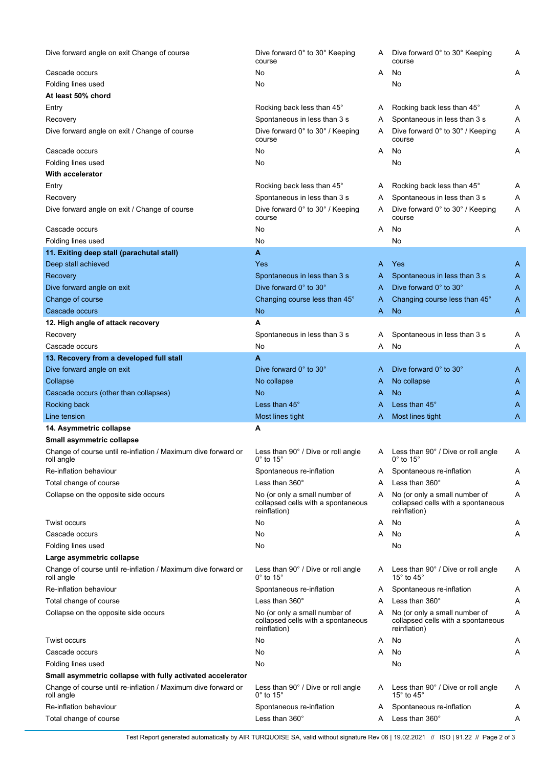| | | | | |
|---|---|---|---|---|
| Dive forward angle on exit Change of course | Dive forward 0° to 30° Keeping course | A | Dive forward 0° to 30° Keeping course | A |
| Cascade occurs | No | A | No | A |
| Folding lines used | No | | No | |
| **At least 50% chord** | | | | |
| Entry | Rocking back less than 45° | A | Rocking back less than 45° | A |
| Recovery | Spontaneous in less than 3 s | A | Spontaneous in less than 3 s | A |
| Dive forward angle on exit / Change of course | Dive forward 0° to 30° / Keeping course | A | Dive forward 0° to 30° / Keeping course | A |
| Cascade occurs | No | A | No | A |
| Folding lines used | No | | No | |
| **With accelerator** | | | | |
| Entry | Rocking back less than 45° | A | Rocking back less than 45° | A |
| Recovery | Spontaneous in less than 3 s | A | Spontaneous in less than 3 s | A |
| Dive forward angle on exit / Change of course | Dive forward 0° to 30° / Keeping course | A | Dive forward 0° to 30° / Keeping course | A |
| Cascade occurs | No | A | No | A |
| Folding lines used | No | | No | |
| **11. Exiting deep stall (parachutal stall)** | **A** | | | |
| Deep stall achieved | Yes | A | Yes | A |
| Recovery | Spontaneous in less than 3 s | A | Spontaneous in less than 3 s | A |
| Dive forward angle on exit | Dive forward 0° to 30° | A | Dive forward 0° to 30° | A |
| Change of course | Changing course less than 45° | A | Changing course less than 45° | A |
| Cascade occurs | No | A | No | A |
| **12. High angle of attack recovery** | **A** | | | |
| Recovery | Spontaneous in less than 3 s | A | Spontaneous in less than 3 s | A |
| Cascade occurs | No | A | No | A |
| **13. Recovery from a developed full stall** | **A** | | | |
| Dive forward angle on exit | Dive forward 0° to 30° | A | Dive forward 0° to 30° | A |
| Collapse | No collapse | A | No collapse | A |
| Cascade occurs (other than collapses) | No | A | No | A |
| Rocking back | Less than 45° | A | Less than 45° | A |
| Line tension | Most lines tight | A | Most lines tight | A |
| **14. Asymmetric collapse** | **A** | | | |
| **Small asymmetric collapse** | | | | |
| Change of course until re-inflation / Maximum dive forward or roll angle | Less than 90° / Dive or roll angle 0° to 15° | A | Less than 90° / Dive or roll angle 0° to 15° | A |
| Re-inflation behaviour | Spontaneous re-inflation | A | Spontaneous re-inflation | A |
| Total change of course | Less than 360° | A | Less than 360° | A |
| Collapse on the opposite side occurs | No (or only a small number of collapsed cells with a spontaneous reinflation) | A | No (or only a small number of collapsed cells with a spontaneous reinflation) | A |
| Twist occurs | No | A | No | A |
| Cascade occurs | No | A | No | A |
| Folding lines used | No | | No | |
| **Large asymmetric collapse** | | | | |
| Change of course until re-inflation / Maximum dive forward or roll angle | Less than 90° / Dive or roll angle 0° to 15° | A | Less than 90° / Dive or roll angle 15° to 45° | A |
| Re-inflation behaviour | Spontaneous re-inflation | A | Spontaneous re-inflation | A |
| Total change of course | Less than 360° | A | Less than 360° | A |
| Collapse on the opposite side occurs | No (or only a small number of collapsed cells with a spontaneous reinflation) | A | No (or only a small number of collapsed cells with a spontaneous reinflation) | A |
| Twist occurs | No | A | No | A |
| Cascade occurs | No | A | No | A |
| Folding lines used | No | | No | |
| **Small asymmetric collapse with fully activated accelerator** | | | | |
| Change of course until re-inflation / Maximum dive forward or roll angle | Less than 90° / Dive or roll angle 0° to 15° | A | Less than 90° / Dive or roll angle 15° to 45° | A |
| Re-inflation behaviour | Spontaneous re-inflation | A | Spontaneous re-inflation | A |
| Total change of course | Less than 360° | A | Less than 360° | A |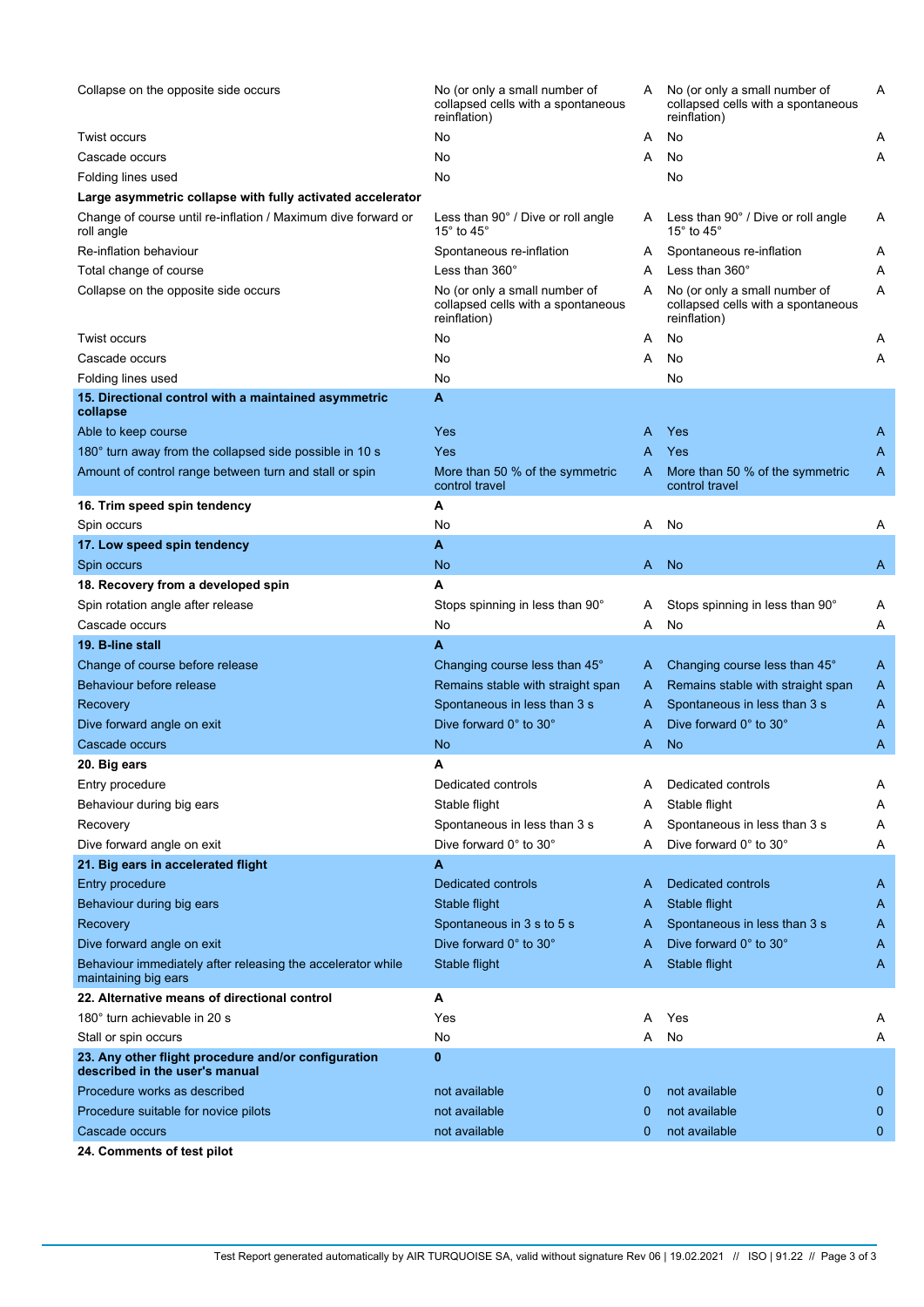| | | | | |
|---|---|---|---|---|
| Collapse on the opposite side occurs | No (or only a small number of collapsed cells with a spontaneous reinflation) | A | No (or only a small number of collapsed cells with a spontaneous reinflation) | A |
| Twist occurs | No | A | No | A |
| Cascade occurs | No | A | No | A |
| Folding lines used | No | | No | |
| **Large asymmetric collapse with fully activated accelerator** | | | | |
| Change of course until re-inflation / Maximum dive forward or roll angle | Less than 90° / Dive or roll angle 15° to 45° | A | Less than 90° / Dive or roll angle 15° to 45° | A |
| Re-inflation behaviour | Spontaneous re-inflation | A | Spontaneous re-inflation | A |
| Total change of course | Less than 360° | A | Less than 360° | A |
| Collapse on the opposite side occurs | No (or only a small number of collapsed cells with a spontaneous reinflation) | A | No (or only a small number of collapsed cells with a spontaneous reinflation) | A |
| Twist occurs | No | A | No | A |
| Cascade occurs | No | A | No | A |
| Folding lines used | No | | No | |
| **15. Directional control with a maintained asymmetric collapse** | **A** | | | |
| Able to keep course | Yes | A | Yes | A |
| 180° turn away from the collapsed side possible in 10 s | Yes | A | Yes | A |
| Amount of control range between turn and stall or spin | More than 50 % of the symmetric control travel | A | More than 50 % of the symmetric control travel | A |
| **16. Trim speed spin tendency** | **A** | | | |
| Spin occurs | No | A | No | A |
| **17. Low speed spin tendency** | **A** | | | |
| Spin occurs | No | A | No | A |
| **18. Recovery from a developed spin** | **A** | | | |
| Spin rotation angle after release | Stops spinning in less than 90° | A | Stops spinning in less than 90° | A |
| Cascade occurs | No | A | No | A |
| **19. B-line stall** | **A** | | | |
| Change of course before release | Changing course less than 45° | A | Changing course less than 45° | A |
| Behaviour before release | Remains stable with straight span | A | Remains stable with straight span | A |
| Recovery | Spontaneous in less than 3 s | A | Spontaneous in less than 3 s | A |
| Dive forward angle on exit | Dive forward 0° to 30° | A | Dive forward 0° to 30° | A |
| Cascade occurs | No | A | No | A |
| **20. Big ears** | **A** | | | |
| Entry procedure | Dedicated controls | A | Dedicated controls | A |
| Behaviour during big ears | Stable flight | A | Stable flight | A |
| Recovery | Spontaneous in less than 3 s | A | Spontaneous in less than 3 s | A |
| Dive forward angle on exit | Dive forward 0° to 30° | A | Dive forward 0° to 30° | A |
| **21. Big ears in accelerated flight** | **A** | | | |
| Entry procedure | Dedicated controls | A | Dedicated controls | A |
| Behaviour during big ears | Stable flight | A | Stable flight | A |
| Recovery | Spontaneous in 3 s to 5 s | A | Spontaneous in less than 3 s | A |
| Dive forward angle on exit | Dive forward 0° to 30° | A | Dive forward 0° to 30° | A |
| Behaviour immediately after releasing the accelerator while maintaining big ears | Stable flight | A | Stable flight | A |
| **22. Alternative means of directional control** | **A** | | | |
| 180° turn achievable in 20 s | Yes | A | Yes | A |
| Stall or spin occurs | No | A | No | A |
| **23. Any other flight procedure and/or configuration described in the user's manual** | **0** | | | |
| Procedure works as described | not available | 0 | not available | 0 |
| Procedure suitable for novice pilots | not available | 0 | not available | 0 |
| Cascade occurs | not available | 0 | not available | 0 |

**24. Comments of test pilot**

Test Report generated automatically by AIR TURQUOISE SA, valid without signature Rev 06 | 19.02.2021 // ISO | 91.22